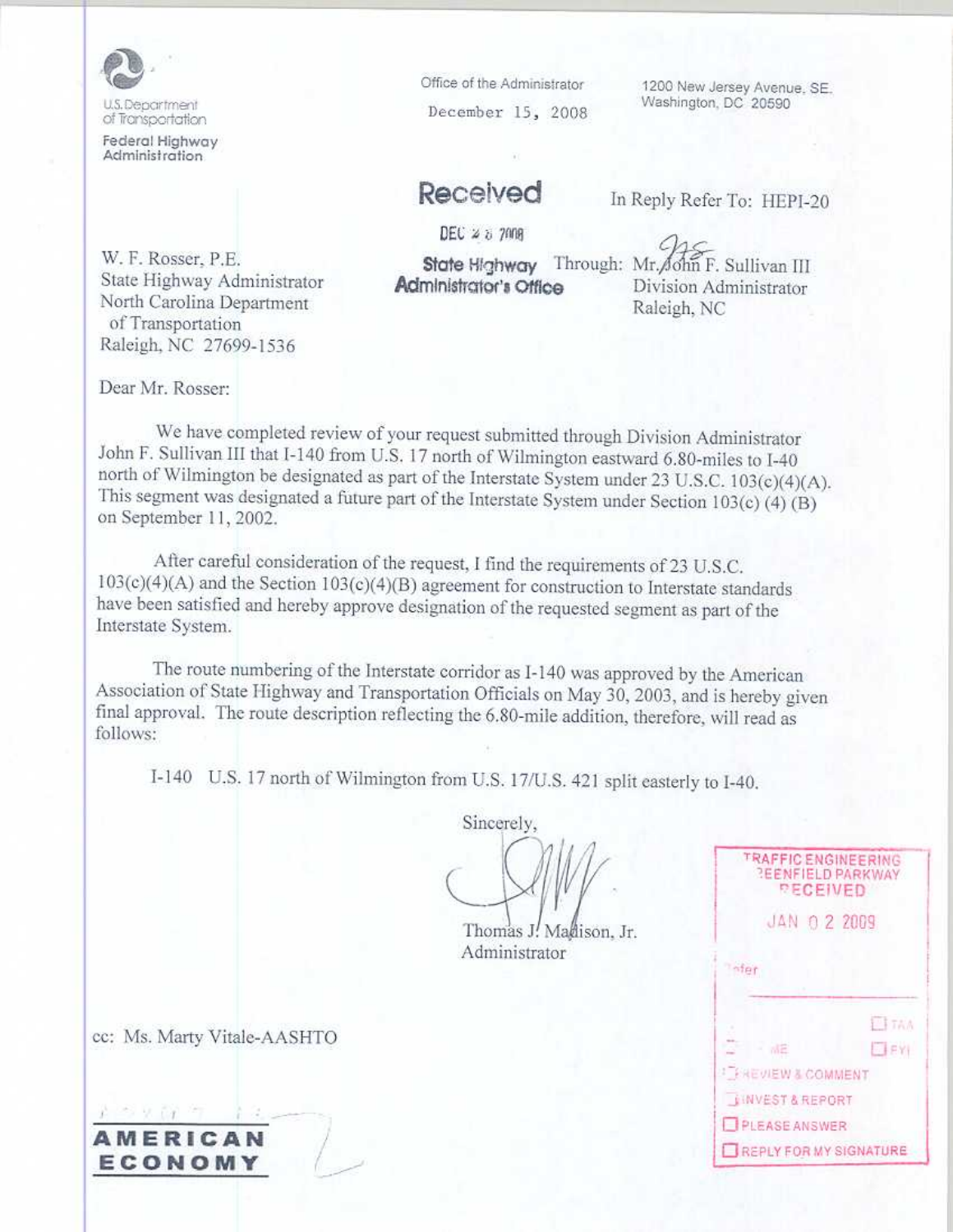U.S. Department of Transportation
**Federal Highway Administration**

Office of the Administrator

December 15, 2008

1200 New Jersey Avenue, SE.
Washington, DC 20590

**Received**

DEC 23 2008

**State Highway Administrator's Office**

In Reply Refer To: HEPI-20

W. F. Rosser, P.E.
State Highway Administrator
North Carolina Department of Transportation
Raleigh, NC 27699-1536

Through: Mr. John F. Sullivan III
Division Administrator
Raleigh, NC

Dear Mr. Rosser:

We have completed review of your request submitted through Division Administrator John F. Sullivan III that I-140 from U.S. 17 north of Wilmington eastward 6.80-miles to I-40 north of Wilmington be designated as part of the Interstate System under 23 U.S.C. 103(c)(4)(A). This segment was designated a future part of the Interstate System under Section 103(c) (4) (B) on September 11, 2002.

After careful consideration of the request, I find the requirements of 23 U.S.C. 103(c)(4)(A) and the Section 103(c)(4)(B) agreement for construction to Interstate standards have been satisfied and hereby approve designation of the requested segment as part of the Interstate System.

The route numbering of the Interstate corridor as I-140 was approved by the American Association of State Highway and Transportation Officials on May 30, 2003, and is hereby given final approval. The route description reflecting the 6.80-mile addition, therefore, will read as follows:

I-140 U.S. 17 north of Wilmington from U.S. 17/U.S. 421 split easterly to I-40.

Sincerely,

Thomas J. Madison, Jr.
Administrator

cc: Ms. Marty Vitale-AASHTO

TRAFFIC ENGINEERING
GREENFIELD PARKWAY
RECEIVED
JAN 02 2009

**AMERICAN ECONOMY**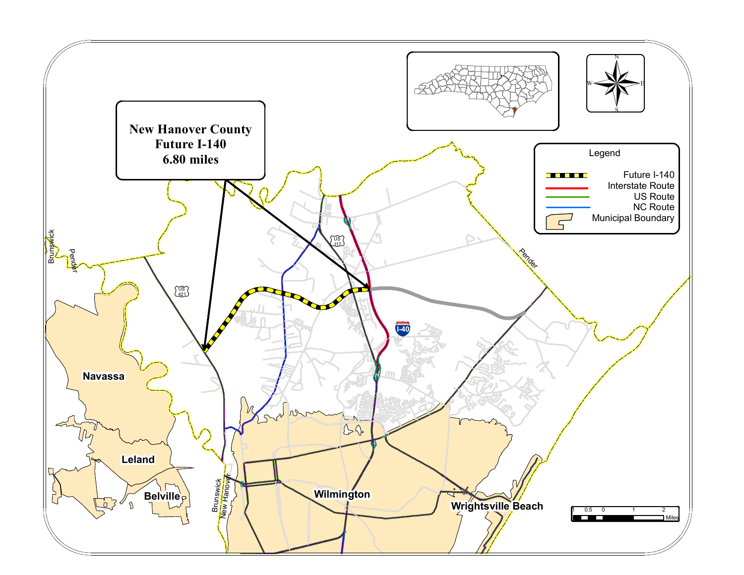**New Hanover County**
**Future I-140**
**6.80 miles**

Legend

- Future I-140
- Interstate Route
- US Route
- NC Route
- Municipal Boundary

Navassa

Leland

Belville

Wilmington

Wrightsville Beach

Brunswick

Pender

New Hanover

US 421

US 117

I-40

0.5 0 1 2 Miles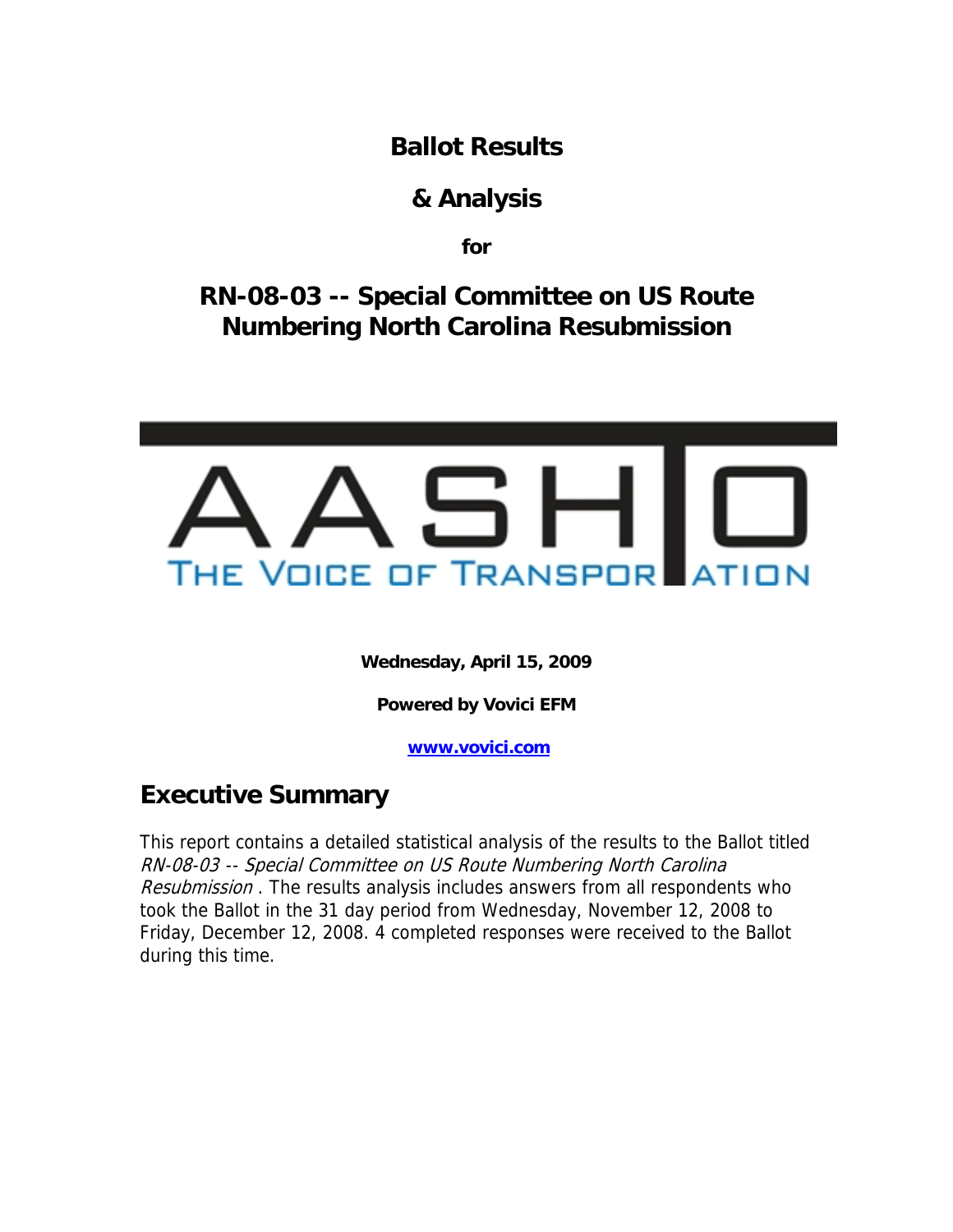# Ballot Results

## & Analysis

**for**

## RN-08-03 -- Special Committee on US Route Numbering North Carolina Resubmission

**Wednesday, April 15, 2009**

**Powered by Vovici EFM**

**www.vovici.com**

## Executive Summary

This report contains a detailed statistical analysis of the results to the Ballot titled *RN-08-03 -- Special Committee on US Route Numbering North Carolina Resubmission* . The results analysis includes answers from all respondents who took the Ballot in the 31 day period from Wednesday, November 12, 2008 to Friday, December 12, 2008. 4 completed responses were received to the Ballot during this time.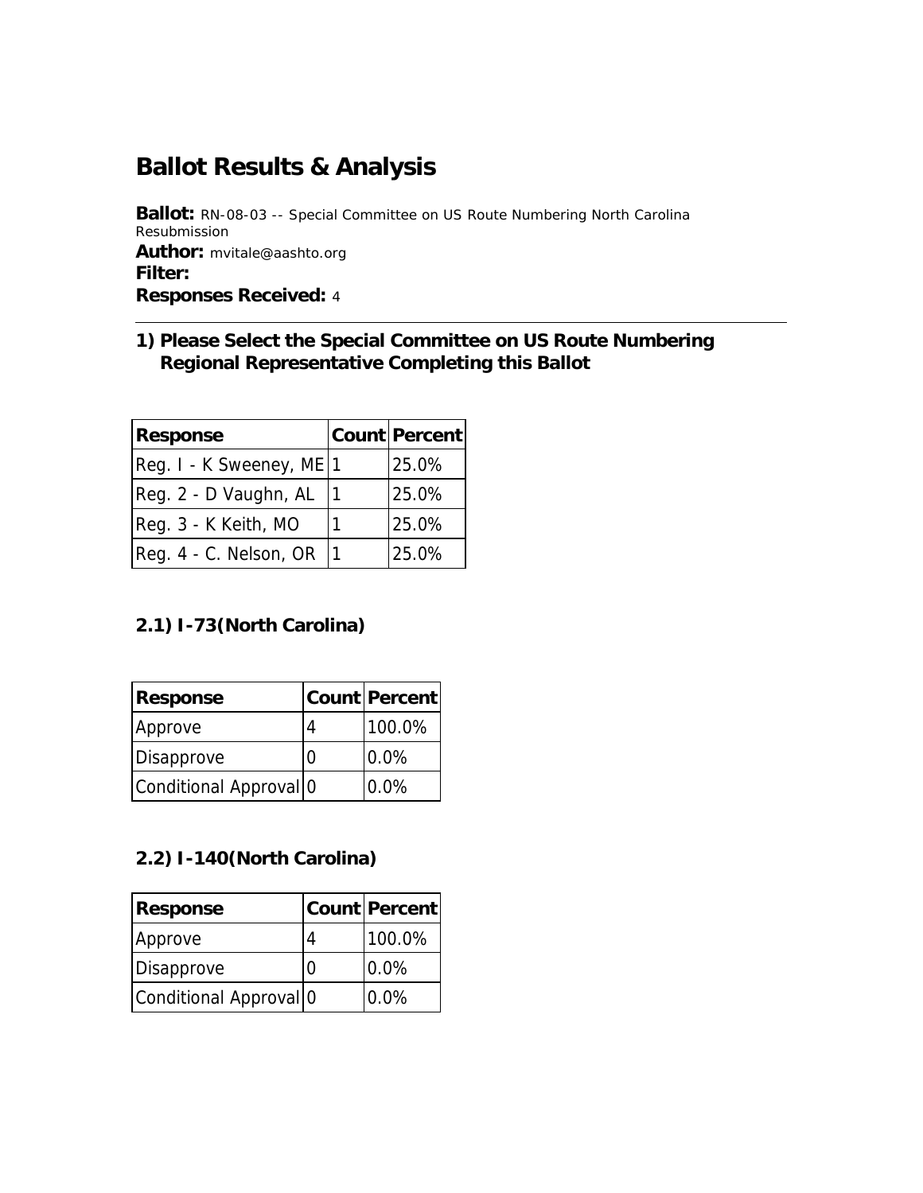# Ballot Results & Analysis

**Ballot:** RN-08-03 -- Special Committee on US Route Numbering North Carolina Resubmission
**Author:** mvitale@aashto.org
**Filter:**
**Responses Received:** 4

---

### 1) Please Select the Special Committee on US Route Numbering Regional Representative Completing this Ballot

| Response | Count | Percent |
|---|---|---|
| Reg. I - K Sweeney, ME | 1 | 25.0% |
| Reg. 2 - D Vaughn, AL | 1 | 25.0% |
| Reg. 3 - K Keith, MO | 1 | 25.0% |
| Reg. 4 - C. Nelson, OR | 1 | 25.0% |

### 2.1) I-73(North Carolina)

| Response | Count | Percent |
|---|---|---|
| Approve | 4 | 100.0% |
| Disapprove | 0 | 0.0% |
| Conditional Approval | 0 | 0.0% |

### 2.2) I-140(North Carolina)

| Response | Count | Percent |
|---|---|---|
| Approve | 4 | 100.0% |
| Disapprove | 0 | 0.0% |
| Conditional Approval | 0 | 0.0% |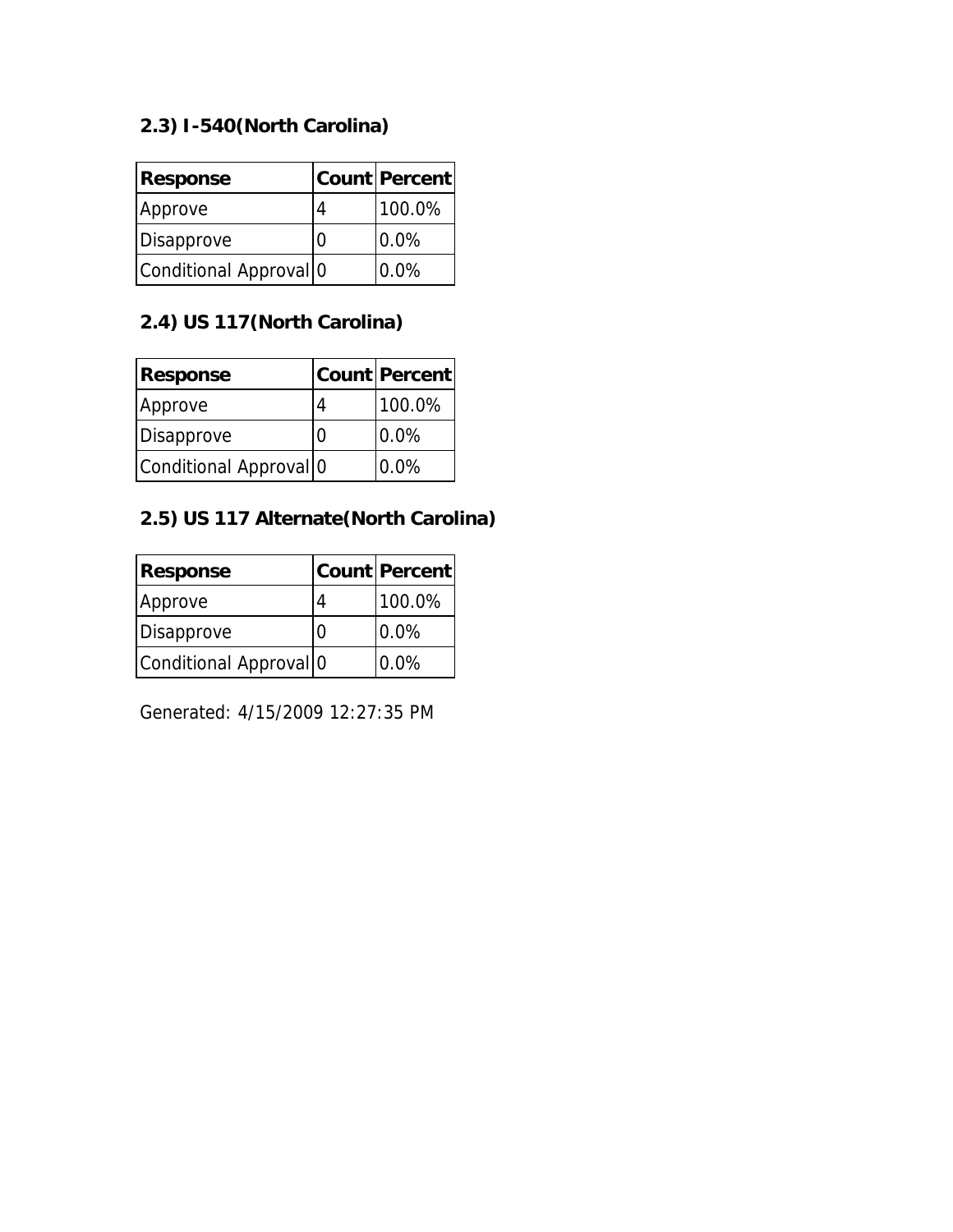### 2.3) I-540(North Carolina)

| Response | Count | Percent |
|---|---|---|
| Approve | 4 | 100.0% |
| Disapprove | 0 | 0.0% |
| Conditional Approval | 0 | 0.0% |

### 2.4) US 117(North Carolina)

| Response | Count | Percent |
|---|---|---|
| Approve | 4 | 100.0% |
| Disapprove | 0 | 0.0% |
| Conditional Approval | 0 | 0.0% |

### 2.5) US 117 Alternate(North Carolina)

| Response | Count | Percent |
|---|---|---|
| Approve | 4 | 100.0% |
| Disapprove | 0 | 0.0% |
| Conditional Approval | 0 | 0.0% |

Generated: 4/15/2009 12:27:35 PM